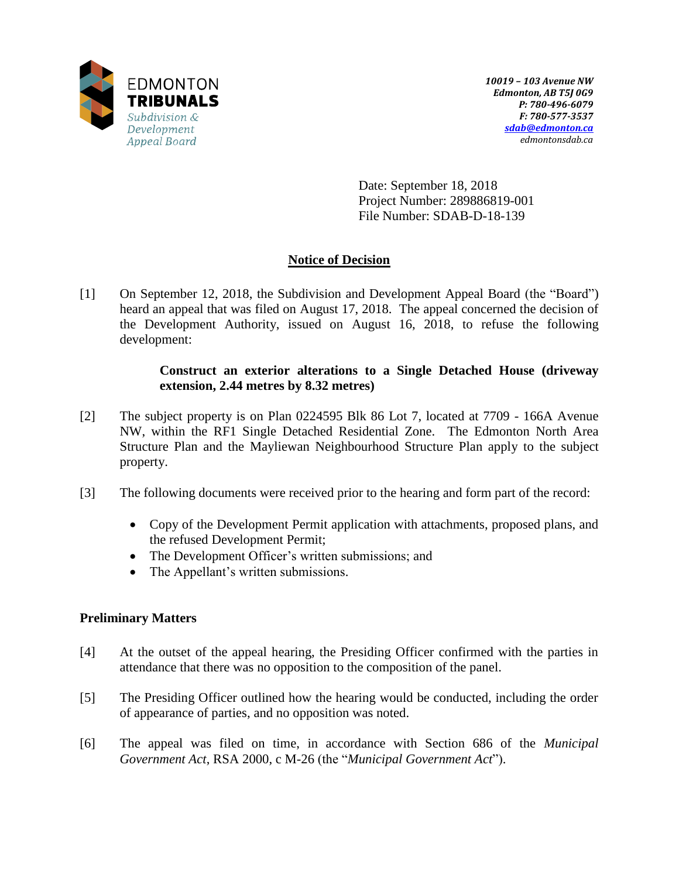EDMONTON **TRIBUNALS**
*Subdivision & Development Appeal Board*

***10019 – 103 Avenue NW***
***Edmonton, AB T5J 0G9***
***P: 780-496-6079***
***F: 780-577-3537***
***sdab@edmonton.ca***
*edmontonsdab.ca*

Date: September 18, 2018
Project Number: 289886819-001
File Number: SDAB-D-18-139

## Notice of Decision

[1] On September 12, 2018, the Subdivision and Development Appeal Board (the "Board") heard an appeal that was filed on August 17, 2018. The appeal concerned the decision of the Development Authority, issued on August 16, 2018, to refuse the following development:

> **Construct an exterior alterations to a Single Detached House (driveway extension, 2.44 metres by 8.32 metres)**

[2] The subject property is on Plan 0224595 Blk 86 Lot 7, located at 7709 - 166A Avenue NW, within the RF1 Single Detached Residential Zone. The Edmonton North Area Structure Plan and the Mayliewan Neighbourhood Structure Plan apply to the subject property.

[3] The following documents were received prior to the hearing and form part of the record:

- Copy of the Development Permit application with attachments, proposed plans, and the refused Development Permit;
- The Development Officer's written submissions; and
- The Appellant's written submissions.

### Preliminary Matters

[4] At the outset of the appeal hearing, the Presiding Officer confirmed with the parties in attendance that there was no opposition to the composition of the panel.

[5] The Presiding Officer outlined how the hearing would be conducted, including the order of appearance of parties, and no opposition was noted.

[6] The appeal was filed on time, in accordance with Section 686 of the *Municipal Government Act*, RSA 2000, c M-26 (the "*Municipal Government Act*").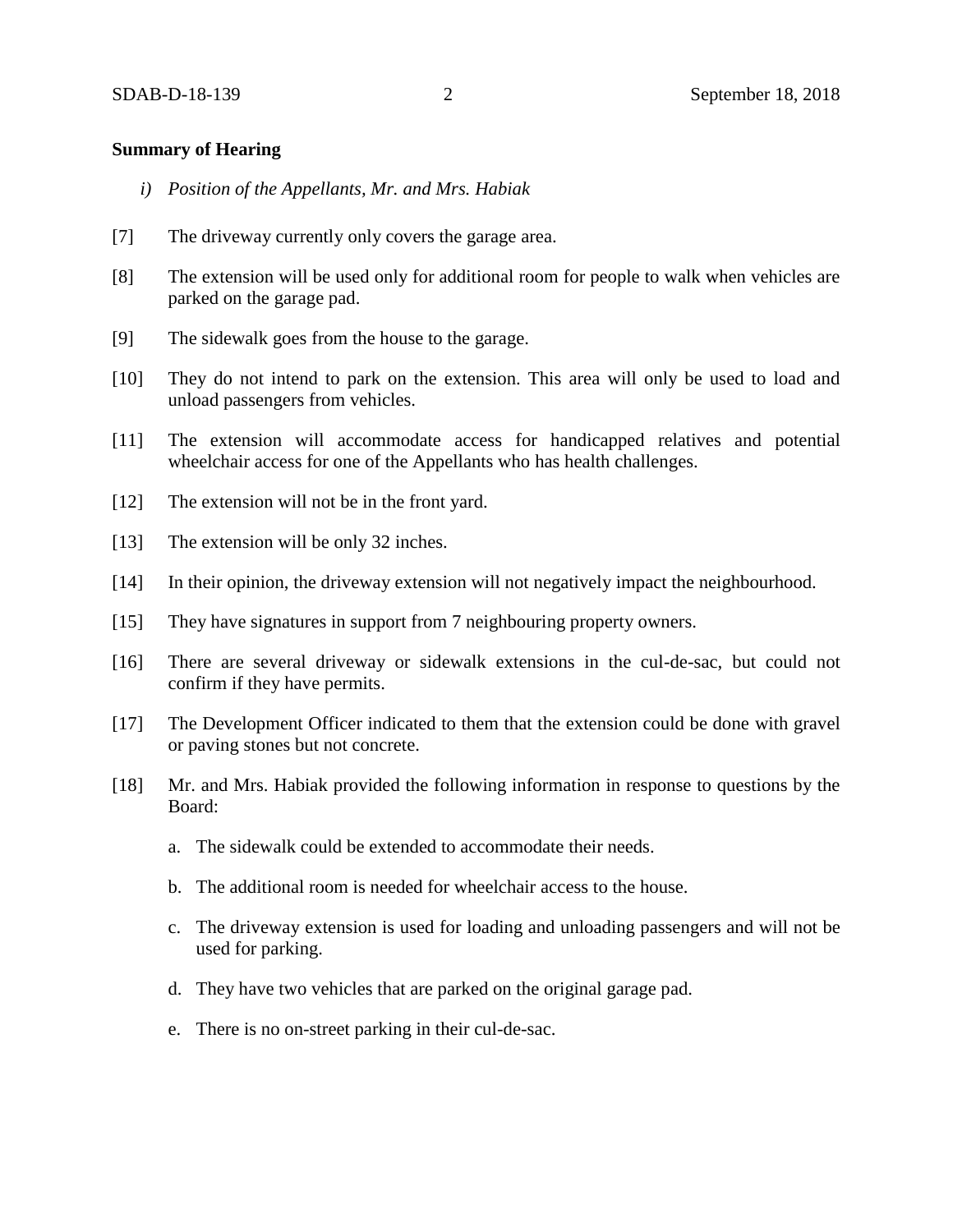**Summary of Hearing**

*i) Position of the Appellants, Mr. and Mrs. Habiak*

[7] The driveway currently only covers the garage area.

[8] The extension will be used only for additional room for people to walk when vehicles are parked on the garage pad.

[9] The sidewalk goes from the house to the garage.

[10] They do not intend to park on the extension. This area will only be used to load and unload passengers from vehicles.

[11] The extension will accommodate access for handicapped relatives and potential wheelchair access for one of the Appellants who has health challenges.

[12] The extension will not be in the front yard.

[13] The extension will be only 32 inches.

[14] In their opinion, the driveway extension will not negatively impact the neighbourhood.

[15] They have signatures in support from 7 neighbouring property owners.

[16] There are several driveway or sidewalk extensions in the cul-de-sac, but could not confirm if they have permits.

[17] The Development Officer indicated to them that the extension could be done with gravel or paving stones but not concrete.

[18] Mr. and Mrs. Habiak provided the following information in response to questions by the Board:

a. The sidewalk could be extended to accommodate their needs.

b. The additional room is needed for wheelchair access to the house.

c. The driveway extension is used for loading and unloading passengers and will not be used for parking.

d. They have two vehicles that are parked on the original garage pad.

e. There is no on-street parking in their cul-de-sac.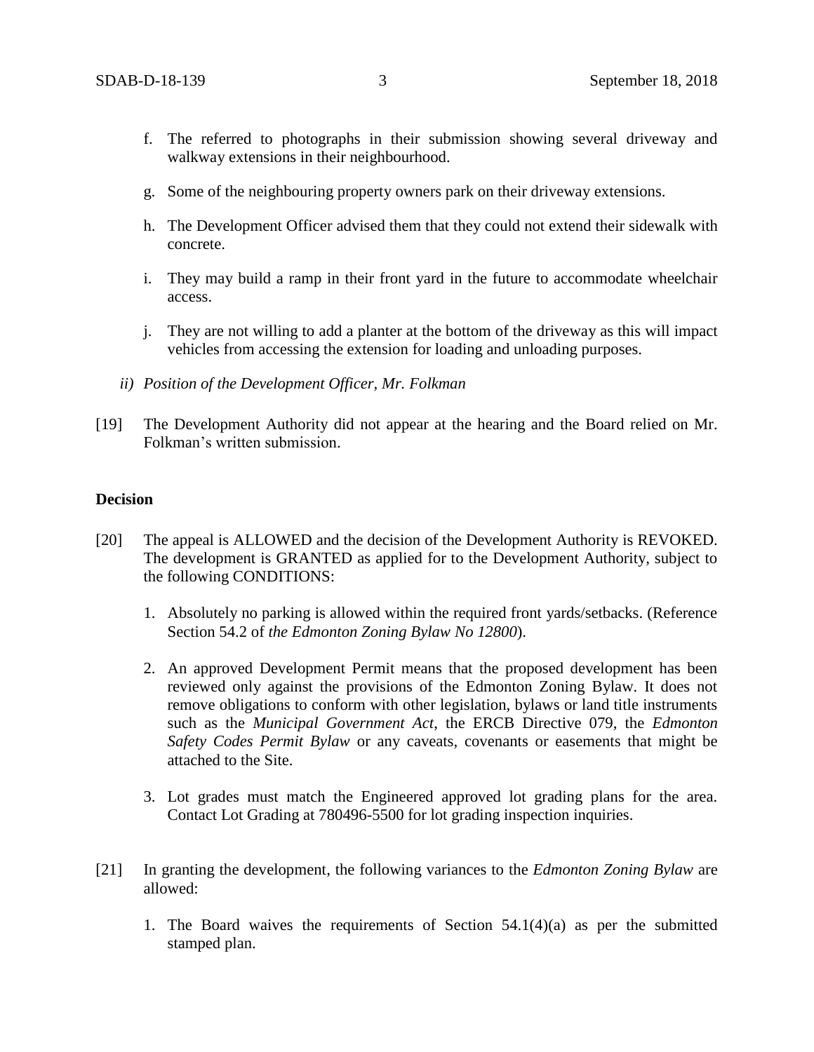f. The referred to photographs in their submission showing several driveway and walkway extensions in their neighbourhood.

g. Some of the neighbouring property owners park on their driveway extensions.

h. The Development Officer advised them that they could not extend their sidewalk with concrete.

i. They may build a ramp in their front yard in the future to accommodate wheelchair access.

j. They are not willing to add a planter at the bottom of the driveway as this will impact vehicles from accessing the extension for loading and unloading purposes.

*ii) Position of the Development Officer, Mr. Folkman*

[19] The Development Authority did not appear at the hearing and the Board relied on Mr. Folkman's written submission.

**Decision**

[20] The appeal is ALLOWED and the decision of the Development Authority is REVOKED. The development is GRANTED as applied for to the Development Authority, subject to the following CONDITIONS:

1. Absolutely no parking is allowed within the required front yards/setbacks. (Reference Section 54.2 of *the Edmonton Zoning Bylaw No 12800*).

2. An approved Development Permit means that the proposed development has been reviewed only against the provisions of the Edmonton Zoning Bylaw. It does not remove obligations to conform with other legislation, bylaws or land title instruments such as the *Municipal Government Act*, the ERCB Directive 079, the *Edmonton Safety Codes Permit Bylaw* or any caveats, covenants or easements that might be attached to the Site.

3. Lot grades must match the Engineered approved lot grading plans for the area. Contact Lot Grading at 780496-5500 for lot grading inspection inquiries.

[21] In granting the development, the following variances to the *Edmonton Zoning Bylaw* are allowed:

1. The Board waives the requirements of Section 54.1(4)(a) as per the submitted stamped plan.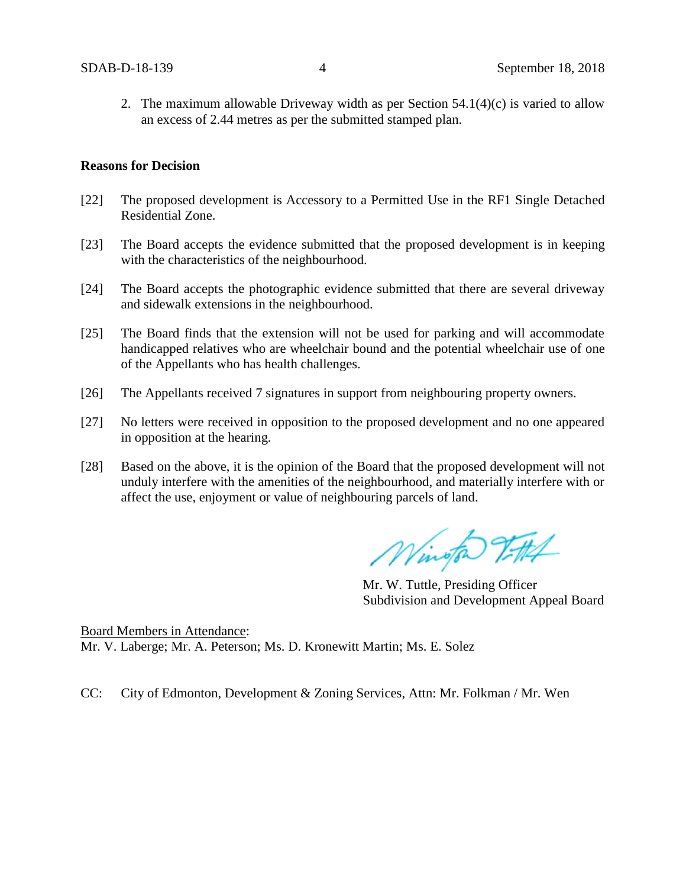2. The maximum allowable Driveway width as per Section 54.1(4)(c) is varied to allow an excess of 2.44 metres as per the submitted stamped plan.

**Reasons for Decision**

[22] The proposed development is Accessory to a Permitted Use in the RF1 Single Detached Residential Zone.

[23] The Board accepts the evidence submitted that the proposed development is in keeping with the characteristics of the neighbourhood.

[24] The Board accepts the photographic evidence submitted that there are several driveway and sidewalk extensions in the neighbourhood.

[25] The Board finds that the extension will not be used for parking and will accommodate handicapped relatives who are wheelchair bound and the potential wheelchair use of one of the Appellants who has health challenges.

[26] The Appellants received 7 signatures in support from neighbouring property owners.

[27] No letters were received in opposition to the proposed development and no one appeared in opposition at the hearing.

[28] Based on the above, it is the opinion of the Board that the proposed development will not unduly interfere with the amenities of the neighbourhood, and materially interfere with or affect the use, enjoyment or value of neighbouring parcels of land.

Mr. W. Tuttle, Presiding Officer
Subdivision and Development Appeal Board

Board Members in Attendance:
Mr. V. Laberge; Mr. A. Peterson; Ms. D. Kronewitt Martin; Ms. E. Solez

CC: City of Edmonton, Development & Zoning Services, Attn: Mr. Folkman / Mr. Wen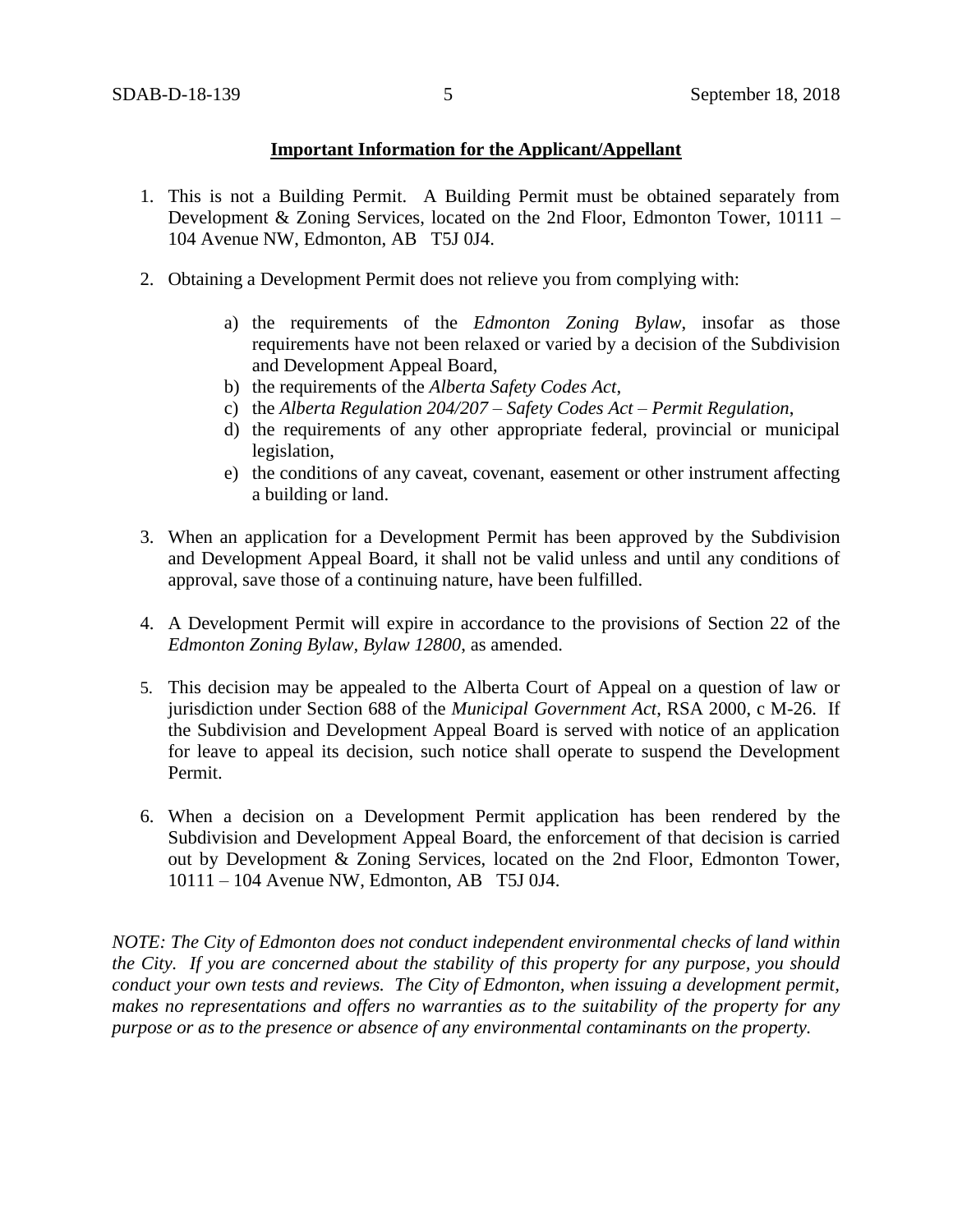**Important Information for the Applicant/Appellant**

1. This is not a Building Permit. A Building Permit must be obtained separately from Development & Zoning Services, located on the 2nd Floor, Edmonton Tower, 10111 – 104 Avenue NW, Edmonton, AB T5J 0J4.

2. Obtaining a Development Permit does not relieve you from complying with:

    a) the requirements of the *Edmonton Zoning Bylaw*, insofar as those requirements have not been relaxed or varied by a decision of the Subdivision and Development Appeal Board,
    b) the requirements of the *Alberta Safety Codes Act*,
    c) the *Alberta Regulation 204/207 – Safety Codes Act – Permit Regulation*,
    d) the requirements of any other appropriate federal, provincial or municipal legislation,
    e) the conditions of any caveat, covenant, easement or other instrument affecting a building or land.

3. When an application for a Development Permit has been approved by the Subdivision and Development Appeal Board, it shall not be valid unless and until any conditions of approval, save those of a continuing nature, have been fulfilled.

4. A Development Permit will expire in accordance to the provisions of Section 22 of the *Edmonton Zoning Bylaw, Bylaw 12800*, as amended.

5. This decision may be appealed to the Alberta Court of Appeal on a question of law or jurisdiction under Section 688 of the *Municipal Government Act*, RSA 2000, c M-26. If the Subdivision and Development Appeal Board is served with notice of an application for leave to appeal its decision, such notice shall operate to suspend the Development Permit.

6. When a decision on a Development Permit application has been rendered by the Subdivision and Development Appeal Board, the enforcement of that decision is carried out by Development & Zoning Services, located on the 2nd Floor, Edmonton Tower, 10111 – 104 Avenue NW, Edmonton, AB T5J 0J4.

*NOTE: The City of Edmonton does not conduct independent environmental checks of land within the City. If you are concerned about the stability of this property for any purpose, you should conduct your own tests and reviews. The City of Edmonton, when issuing a development permit, makes no representations and offers no warranties as to the suitability of the property for any purpose or as to the presence or absence of any environmental contaminants on the property.*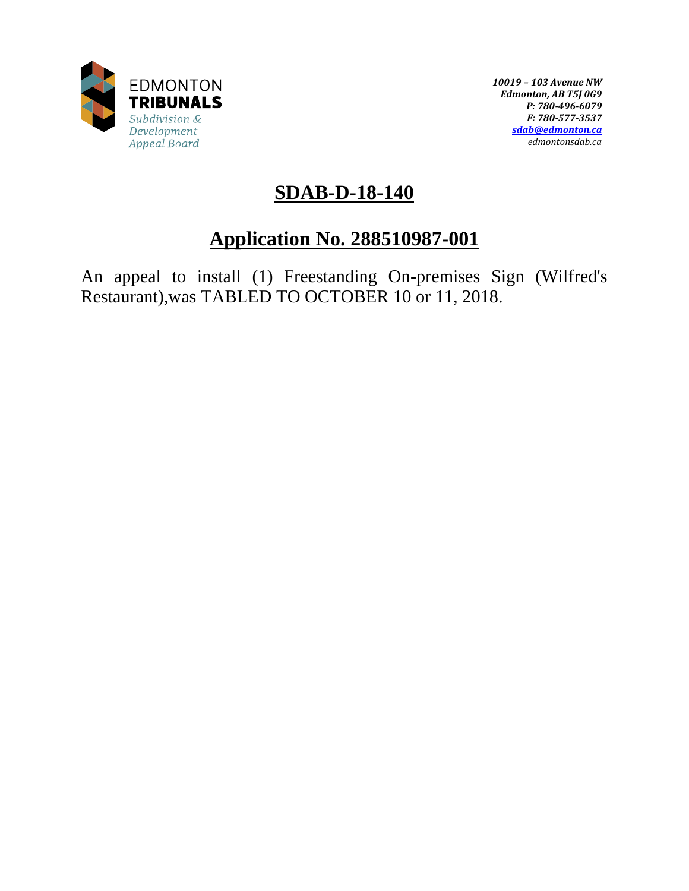EDMONTON
**TRIBUNALS**
*Subdivision & Development Appeal Board*

*10019 – 103 Avenue NW*
*Edmonton, AB T5J 0G9*
*P: 780-496-6079*
*F: 780-577-3537*
*sdab@edmonton.ca*
*edmontonsdab.ca*

# SDAB-D-18-140

## Application No. 288510987-001

An appeal to install (1) Freestanding On-premises Sign (Wilfred's Restaurant),was TABLED TO OCTOBER 10 or 11, 2018.